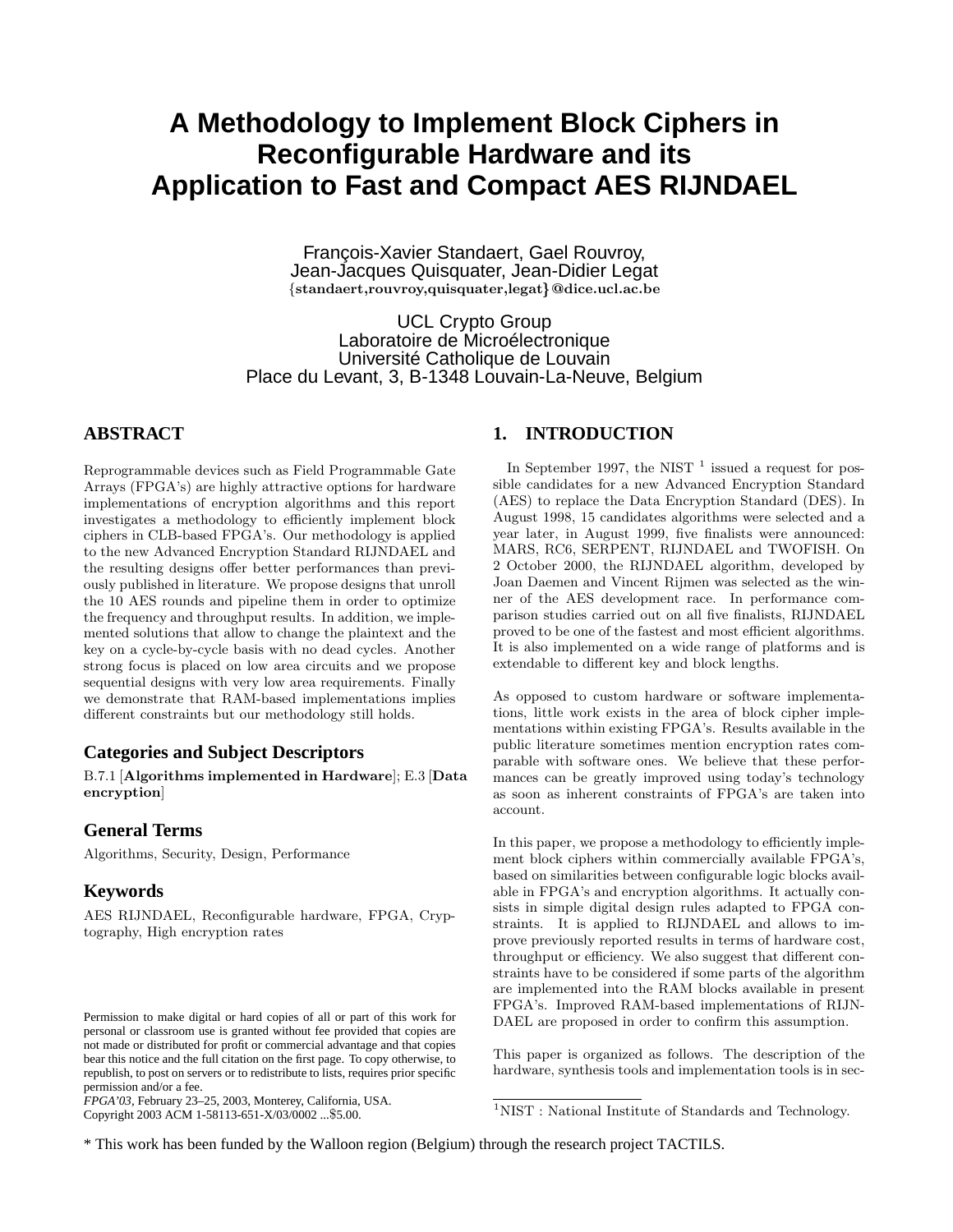# A Methodology to Implement Block Ciphers in Reconfigurable Hardware and its Application to Fast and Compact AES RIJNDAEL

François-Xavier Standaert, Gael Rouvroy,
Jean-Jacques Quisquater, Jean-Didier Legat
{standaert,rouvroy,quisquater,legat}@dice.ucl.ac.be

UCL Crypto Group
Laboratoire de Microélectronique
Université Catholique de Louvain
Place du Levant, 3, B-1348 Louvain-La-Neuve, Belgium

## ABSTRACT

Reprogrammable devices such as Field Programmable Gate Arrays (FPGA's) are highly attractive options for hardware implementations of encryption algorithms and this report investigates a methodology to efficiently implement block ciphers in CLB-based FPGA's. Our methodology is applied to the new Advanced Encryption Standard RIJNDAEL and the resulting designs offer better performances than previously published in literature. We propose designs that unroll the 10 AES rounds and pipeline them in order to optimize the frequency and throughput results. In addition, we implemented solutions that allow to change the plaintext and the key on a cycle-by-cycle basis with no dead cycles. Another strong focus is placed on low area circuits and we propose sequential designs with very low area requirements. Finally we demonstrate that RAM-based implementations implies different constraints but our methodology still holds.

### Categories and Subject Descriptors

B.7.1 [**Algorithms implemented in Hardware**]; E.3 [**Data encryption**]

### General Terms

Algorithms, Security, Design, Performance

### Keywords

AES RIJNDAEL, Reconfigurable hardware, FPGA, Cryptography, High encryption rates

Permission to make digital or hard copies of all or part of this work for personal or classroom use is granted without fee provided that copies are not made or distributed for profit or commercial advantage and that copies bear this notice and the full citation on the first page. To copy otherwise, to republish, to post on servers or to redistribute to lists, requires prior specific permission and/or a fee.
*FPGA'03*, February 23–25, 2003, Monterey, California, USA.
Copyright 2003 ACM 1-58113-651-X/03/0002 ...$5.00.

## 1. INTRODUCTION

In September 1997, the NIST [1] issued a request for possible candidates for a new Advanced Encryption Standard (AES) to replace the Data Encryption Standard (DES). In August 1998, 15 candidates algorithms were selected and a year later, in August 1999, five finalists were announced: MARS, RC6, SERPENT, RIJNDAEL and TWOFISH. On 2 October 2000, the RIJNDAEL algorithm, developed by Joan Daemen and Vincent Rijmen was selected as the winner of the AES development race. In performance comparison studies carried out on all five finalists, RIJNDAEL proved to be one of the fastest and most efficient algorithms. It is also implemented on a wide range of platforms and is extendable to different key and block lengths.

As opposed to custom hardware or software implementations, little work exists in the area of block cipher implementations within existing FPGA's. Results available in the public literature sometimes mention encryption rates comparable with software ones. We believe that these performances can be greatly improved using today's technology as soon as inherent constraints of FPGA's are taken into account.

In this paper, we propose a methodology to efficiently implement block ciphers within commercially available FPGA's, based on similarities between configurable logic blocks available in FPGA's and encryption algorithms. It actually consists in simple digital design rules adapted to FPGA constraints. It is applied to RIJNDAEL and allows to improve previously reported results in terms of hardware cost, throughput or efficiency. We also suggest that different constraints have to be considered if some parts of the algorithm are implemented into the RAM blocks available in present FPGA's. Improved RAM-based implementations of RIJNDAEL are proposed in order to confirm this assumption.

This paper is organized as follows. The description of the hardware, synthesis tools and implementation tools is in sec-

[1]NIST : National Institute of Standards and Technology.

* This work has been funded by the Walloon region (Belgium) through the research project TACTILS.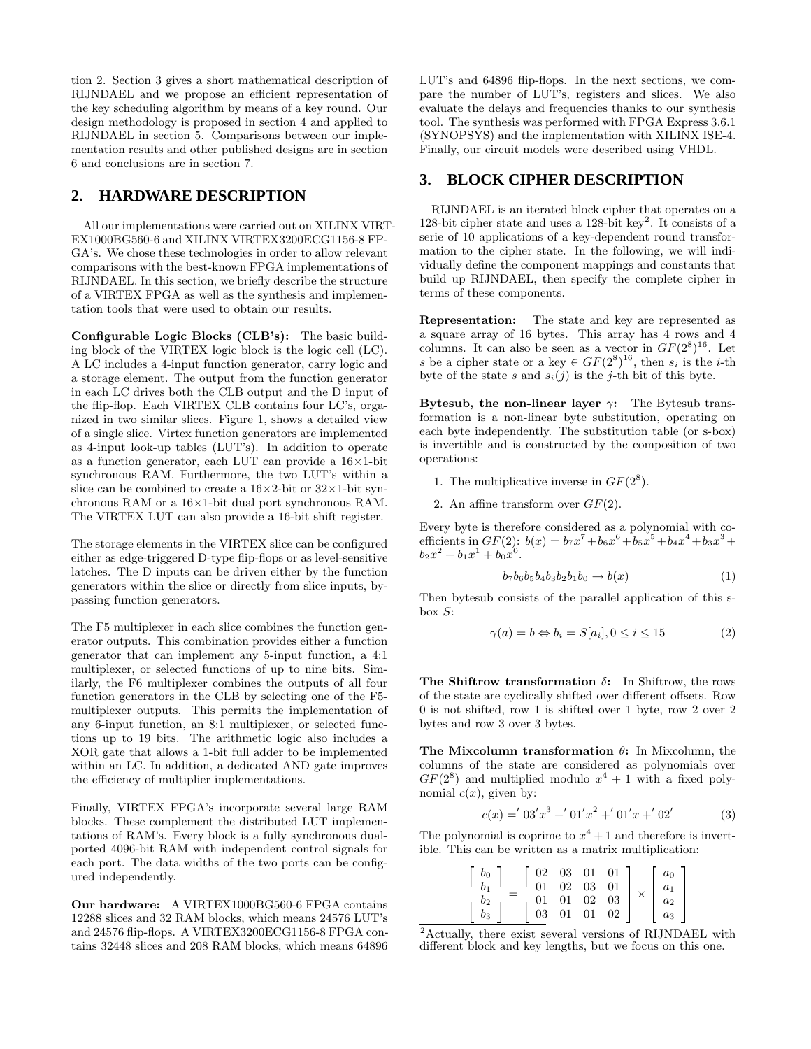tion 2. Section 3 gives a short mathematical description of RIJNDAEL and we propose an efficient representation of the key scheduling algorithm by means of a key round. Our design methodology is proposed in section 4 and applied to RIJNDAEL in section 5. Comparisons between our implementation results and other published designs are in section 6 and conclusions are in section 7.

## 2. HARDWARE DESCRIPTION

All our implementations were carried out on XILINX VIRTEX1000BG560-6 and XILINX VIRTEX3200ECG1156-8 FPGA's. We chose these technologies in order to allow relevant comparisons with the best-known FPGA implementations of RIJNDAEL. In this section, we briefly describe the structure of a VIRTEX FPGA as well as the synthesis and implementation tools that were used to obtain our results.

**Configurable Logic Blocks (CLB's):** The basic building block of the VIRTEX logic block is the logic cell (LC). A LC includes a 4-input function generator, carry logic and a storage element. The output from the function generator in each LC drives both the CLB output and the D input of the flip-flop. Each VIRTEX CLB contains four LC's, organized in two similar slices. Figure 1, shows a detailed view of a single slice. Virtex function generators are implemented as 4-input look-up tables (LUT's). In addition to operate as a function generator, each LUT can provide a 16×1-bit synchronous RAM. Furthermore, the two LUT's within a slice can be combined to create a 16×2-bit or 32×1-bit synchronous RAM or a 16×1-bit dual port synchronous RAM. The VIRTEX LUT can also provide a 16-bit shift register.

The storage elements in the VIRTEX slice can be configured either as edge-triggered D-type flip-flops or as level-sensitive latches. The D inputs can be driven either by the function generators within the slice or directly from slice inputs, bypassing function generators.

The F5 multiplexer in each slice combines the function generator outputs. This combination provides either a function generator that can implement any 5-input function, a 4:1 multiplexer, or selected functions of up to nine bits. Similarly, the F6 multiplexer combines the outputs of all four function generators in the CLB by selecting one of the F5-multiplexer outputs. This permits the implementation of any 6-input function, an 8:1 multiplexer, or selected functions up to 19 bits. The arithmetic logic also includes a XOR gate that allows a 1-bit full adder to be implemented within an LC. In addition, a dedicated AND gate improves the efficiency of multiplier implementations.

Finally, VIRTEX FPGA's incorporate several large RAM blocks. These complement the distributed LUT implementations of RAM's. Every block is a fully synchronous dual-ported 4096-bit RAM with independent control signals for each port. The data widths of the two ports can be configured independently.

**Our hardware:** A VIRTEX1000BG560-6 FPGA contains 12288 slices and 32 RAM blocks, which means 24576 LUT's and 24576 flip-flops. A VIRTEX3200ECG1156-8 FPGA contains 32448 slices and 208 RAM blocks, which means 64896 LUT's and 64896 flip-flops. In the next sections, we compare the number of LUT's, registers and slices. We also evaluate the delays and frequencies thanks to our synthesis tool. The synthesis was performed with FPGA Express 3.6.1 (SYNOPSYS) and the implementation with XILINX ISE-4. Finally, our circuit models were described using VHDL.

## 3. BLOCK CIPHER DESCRIPTION

RIJNDAEL is an iterated block cipher that operates on a 128-bit cipher state and uses a 128-bit key[2]. It consists of a serie of 10 applications of a key-dependent round transformation to the cipher state. In the following, we will individually define the component mappings and constants that build up RIJNDAEL, then specify the complete cipher in terms of these components.

**Representation:** The state and key are represented as a square array of 16 bytes. This array has 4 rows and 4 columns. It can also be seen as a vector in $GF(2^8)^{16}$. Let $s$ be a cipher state or a key $\in GF(2^8)^{16}$, then $s_i$ is the $i$-th byte of the state $s$ and $s_i(j)$ is the $j$-th bit of this byte.

**Bytesub, the non-linear layer $\gamma$:** The Bytesub transformation is a non-linear byte substitution, operating on each byte independently. The substitution table (or s-box) is invertible and is constructed by the composition of two operations:

1. The multiplicative inverse in $GF(2^8)$.
2. An affine transform over $GF(2)$.

Every byte is therefore considered as a polynomial with coefficients in $GF(2)$: $b(x) = b_7x^7 + b_6x^6 + b_5x^5 + b_4x^4 + b_3x^3 + b_2x^2 + b_1x^1 + b_0x^0$.

$$b_7b_6b_5b_4b_3b_2b_1b_0 \rightarrow b(x) \tag{1}$$

Then bytesub consists of the parallel application of this s-box $S$:

$$\gamma(a) = b \Leftrightarrow b_i = S[a_i], 0 \leq i \leq 15 \tag{2}$$

**The Shiftrow transformation $\delta$:** In Shiftrow, the rows of the state are cyclically shifted over different offsets. Row 0 is not shifted, row 1 is shifted over 1 byte, row 2 over 2 bytes and row 3 over 3 bytes.

**The Mixcolumn transformation $\theta$:** In Mixcolumn, the columns of the state are considered as polynomials over $GF(2^8)$ and multiplied modulo $x^4 + 1$ with a fixed polynomial $c(x)$, given by:

$$c(x) = '03'x^3 + '01'x^2 + '01'x + '02' \tag{3}$$

The polynomial is coprime to $x^4 + 1$ and therefore is invertible. This can be written as a matrix multiplication:

$$\begin{bmatrix} b_0 \\ b_1 \\ b_2 \\ b_3 \end{bmatrix} = \begin{bmatrix} 02 & 03 & 01 & 01 \\ 01 & 02 & 03 & 01 \\ 01 & 01 & 02 & 03 \\ 03 & 01 & 01 & 02 \end{bmatrix} \times \begin{bmatrix} a_0 \\ a_1 \\ a_2 \\ a_3 \end{bmatrix}$$

[2]Actually, there exist several versions of RIJNDAEL with different block and key lengths, but we focus on this one.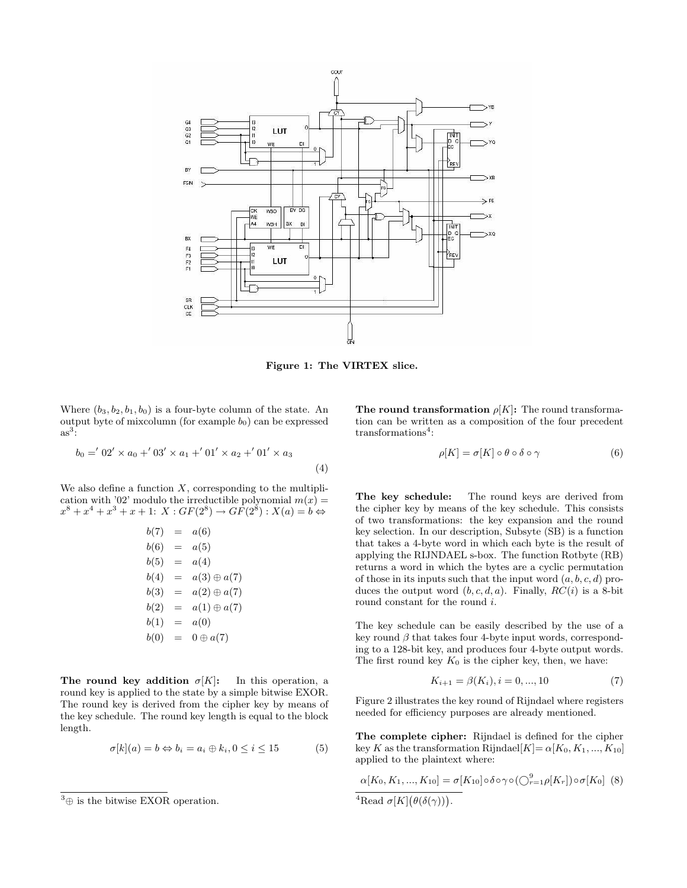Figure 1: The VIRTEX slice.

Where $(b_3, b_2, b_1, b_0)$ is a four-byte column of the state. An output byte of mixcolumn (for example $b_0$) can be expressed as[3]:

$$b_0 = '02' \times a_0 + '03' \times a_1 + '01' \times a_2 + '01' \times a_3 \tag{4}$$

We also define a function $X$, corresponding to the multiplication with '02' modulo the irreducible polynomial $m(x) = x^8 + x^4 + x^3 + x + 1$: $X : GF(2^8) \rightarrow GF(2^8) : X(a) = b \Leftrightarrow$

$$\begin{aligned}
b(7) &= a(6) \\
b(6) &= a(5) \\
b(5) &= a(4) \\
b(4) &= a(3) \oplus a(7) \\
b(3) &= a(2) \oplus a(7) \\
b(2) &= a(1) \oplus a(7) \\
b(1) &= a(0) \\
b(0) &= 0 \oplus a(7)
\end{aligned}$$

**The round key addition $\sigma[K]$:** In this operation, a round key is applied to the state by a simple bitwise EXOR. The round key is derived from the cipher key by means of the key schedule. The round key length is equal to the block length.

$$\sigma[k](a) = b \Leftrightarrow b_i = a_i \oplus k_i, 0 \leq i \leq 15 \tag{5}$$

**The round transformation $\rho[K]$:** The round transformation can be written as a composition of the four precedent transformations[4]:

$$\rho[K] = \sigma[K] \circ \theta \circ \delta \circ \gamma \tag{6}$$

**The key schedule:** The round keys are derived from the cipher key by means of the key schedule. This consists of two transformations: the key expansion and the round key selection. In our description, Subsyte (SB) is a function that takes a 4-byte word in which each byte is the result of applying the RIJNDAEL s-box. The function Rotbyte (RB) returns a word in which the bytes are a cyclic permutation of those in its inputs such that the input word $(a, b, c, d)$ produces the output word $(b, c, d, a)$. Finally, $RC(i)$ is a 8-bit round constant for the round $i$.

The key schedule can be easily described by the use of a key round $\beta$ that takes four 4-byte input words, corresponding to a 128-bit key, and produces four 4-byte output words. The first round key $K_0$ is the cipher key, then, we have:

$$K_{i+1} = \beta(K_i), i = 0, ..., 10 \tag{7}$$

Figure 2 illustrates the key round of Rijndael where registers needed for efficiency purposes are already mentioned.

**The complete cipher:** Rijndael is defined for the cipher key $K$ as the transformation Rijndael$[K] = \alpha[K_0, K_1, ..., K_{10}]$ applied to the plaintext where:

$$\alpha[K_0, K_1, ..., K_{10}] = \sigma[K_{10}] \circ \delta \circ \gamma \circ (\bigcirc_{r=1}^{9} \rho[K_r]) \circ \sigma[K_0] \tag{8}$$

[3] $\oplus$ is the bitwise EXOR operation.

[4] Read $\sigma[K]\big(\theta(\delta(\gamma))\big)$.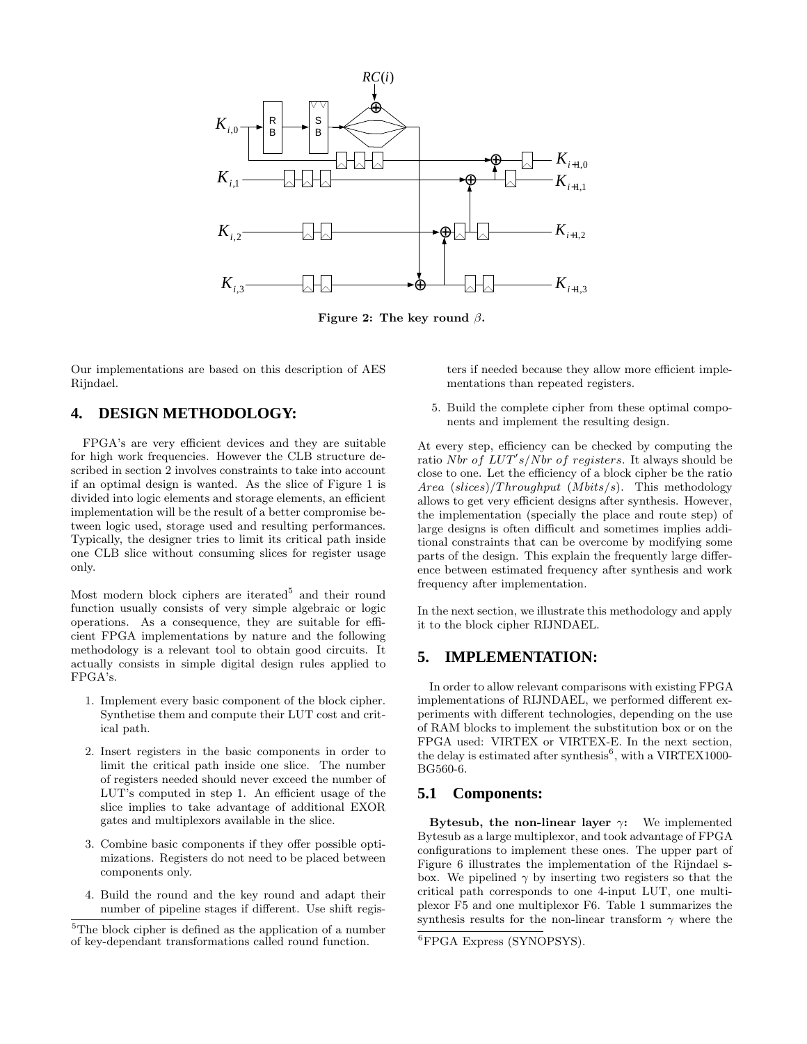**Figure 2: The key round $\beta$.**

Our implementations are based on this description of AES Rijndael.

## 4. DESIGN METHODOLOGY:

FPGA's are very efficient devices and they are suitable for high work frequencies. However the CLB structure described in section 2 involves constraints to take into account if an optimal design is wanted. As the slice of Figure 1 is divided into logic elements and storage elements, an efficient implementation will be the result of a better compromise between logic used, storage used and resulting performances. Typically, the designer tries to limit its critical path inside one CLB slice without consuming slices for register usage only.

Most modern block ciphers are iterated[5] and their round function usually consists of very simple algebraic or logic operations. As a consequence, they are suitable for efficient FPGA implementations by nature and the following methodology is a relevant tool to obtain good circuits. It actually consists in simple digital design rules applied to FPGA's.

1. Implement every basic component of the block cipher. Synthetise them and compute their LUT cost and critical path.
2. Insert registers in the basic components in order to limit the critical path inside one slice. The number of registers needed should never exceed the number of LUT's computed in step 1. An efficient usage of the slice implies to take advantage of additional EXOR gates and multiplexors available in the slice.
3. Combine basic components if they offer possible optimizations. Registers do not need to be placed between components only.
4. Build the round and the key round and adapt their number of pipeline stages if different. Use shift registers if needed because they allow more efficient implementations than repeated registers.
5. Build the complete cipher from these optimal components and implement the resulting design.

At every step, efficiency can be checked by computing the ratio $Nbr\ of\ LUT's/Nbr\ of\ registers$. It always should be close to one. Let the efficiency of a block cipher be the ratio $Area\ (slices)/Throughput\ (Mbits/s)$. This methodology allows to get very efficient designs after synthesis. However, the implementation (specially the place and route step) of large designs is often difficult and sometimes implies additional constraints that can be overcome by modifying some parts of the design. This explain the frequently large difference between estimated frequency after synthesis and work frequency after implementation.

In the next section, we illustrate this methodology and apply it to the block cipher RIJNDAEL.

[5]The block cipher is defined as the application of a number of key-dependant transformations called round function.

## 5. IMPLEMENTATION:

In order to allow relevant comparisons with existing FPGA implementations of RIJNDAEL, we performed different experiments with different technologies, depending on the use of RAM blocks to implement the substitution box or on the FPGA used: VIRTEX or VIRTEX-E. In the next section, the delay is estimated after synthesis[6], with a VIRTEX1000-BG560-6.

### 5.1 Components:

**Bytesub, the non-linear layer $\gamma$:** We implemented Bytesub as a large multiplexor, and took advantage of FPGA configurations to implement these ones. The upper part of Figure 6 illustrates the implementation of the Rijndael s-box. We pipelined $\gamma$ by inserting two registers so that the critical path corresponds to one 4-input LUT, one multiplexor F5 and one multiplexor F6. Table 1 summarizes the synthesis results for the non-linear transform $\gamma$ where the

[6]FPGA Express (SYNOPSYS).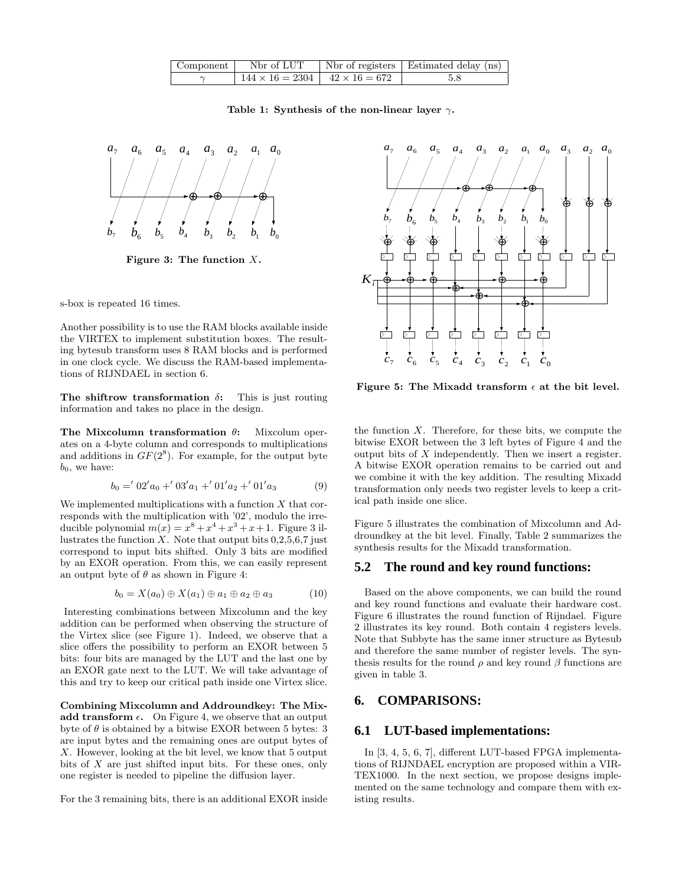| Component | Nbr of LUT | Nbr of registers | Estimated delay (ns) |
|---|---|---|---|
| $\gamma$ | $144 \times 16 = 2304$ | $42 \times 16 = 672$ | 5.8 |

**Table 1: Synthesis of the non-linear layer $\gamma$.**

**Figure 3: The function $X$.**

s-box is repeated 16 times.

Another possibility is to use the RAM blocks available inside the VIRTEX to implement substitution boxes. The resulting bytesub transform uses 8 RAM blocks and is performed in one clock cycle. We discuss the RAM-based implementations of RIJNDAEL in section 6.

**The shiftrow transformation $\delta$:** This is just routing information and takes no place in the design.

**The Mixcolumn transformation $\theta$:** Mixcolum operates on a 4-byte column and corresponds to multiplications and additions in $GF(2^8)$. For example, for the output byte $b_0$, we have:

$$b_0 = '02'a_0 + '03'a_1 + '01'a_2 + '01'a_3 \tag{9}$$

We implemented multiplications with a function $X$ that corresponds with the multiplication with '02', modulo the irreducible polynomial $m(x) = x^8 + x^4 + x^3 + x + 1$. Figure 3 illustrates the function $X$. Note that output bits 0,2,5,6,7 just correspond to input bits shifted. Only 3 bits are modified by an EXOR operation. From this, we can easily represent an output byte of $\theta$ as shown in Figure 4:

$$b_0 = X(a_0) \oplus X(a_1) \oplus a_1 \oplus a_2 \oplus a_3 \tag{10}$$

Interesting combinations between Mixcolumn and the key addition can be performed when observing the structure of the Virtex slice (see Figure 1). Indeed, we observe that a slice offers the possibility to perform an EXOR between 5 bits: four bits are managed by the LUT and the last one by an EXOR gate next to the LUT. We will take advantage of this and try to keep our critical path inside one Virtex slice.

**Combining Mixcolumn and Addroundkey: The Mixadd transform $\epsilon$.** On Figure 4, we observe that an output byte of $\theta$ is obtained by a bitwise EXOR between 5 bytes: 3 are input bytes and the remaining ones are output bytes of $X$. However, looking at the bit level, we know that 5 output bits of $X$ are just shifted input bits. For these ones, only one register is needed to pipeline the diffusion layer.

For the 3 remaining bits, there is an additional EXOR inside the function $X$. Therefore, for these bits, we compute the bitwise EXOR between the 3 left bytes of Figure 4 and the output bits of $X$ independently. Then we insert a register. A bitwise EXOR operation remains to be carried out and we combine it with the key addition. The resulting Mixadd transformation only needs two register levels to keep a critical path inside one slice.

**Figure 5: The Mixadd transform $\epsilon$ at the bit level.**

Figure 5 illustrates the combination of Mixcolumn and Addroundkey at the bit level. Finally, Table 2 summarizes the synthesis results for the Mixadd transformation.

## 5.2 The round and key round functions:

Based on the above components, we can build the round and key round functions and evaluate their hardware cost. Figure 6 illustrates the round function of Rijndael. Figure 2 illustrates its key round. Both contain 4 registers levels. Note that Subbyte has the same inner structure as Bytesub and therefore the same number of register levels. The synthesis results for the round $\rho$ and key round $\beta$ functions are given in table 3.

# 6. COMPARISONS:

## 6.1 LUT-based implementations:

In [3, 4, 5, 6, 7], different LUT-based FPGA implementations of RIJNDAEL encryption are proposed within a VIRTEX1000. In the next section, we propose designs implemented on the same technology and compare them with existing results.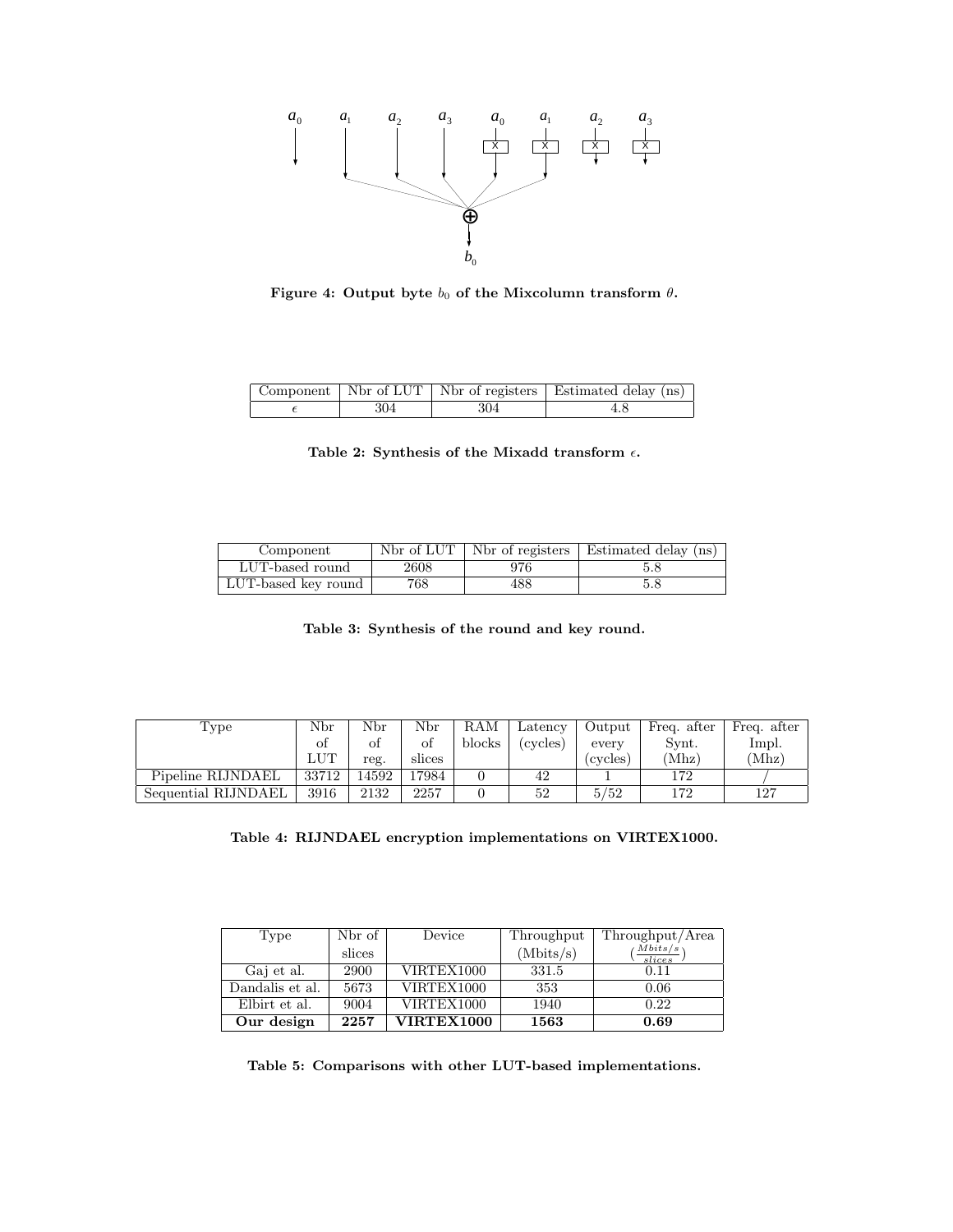**Figure 4: Output byte $b_0$ of the Mixcolumn transform $\theta$.**

| Component | Nbr of LUT | Nbr of registers | Estimated delay (ns) |
|---|---|---|---|
| $\epsilon$ | 304 | 304 | 4.8 |

**Table 2: Synthesis of the Mixadd transform $\epsilon$.**

| Component | Nbr of LUT | Nbr of registers | Estimated delay (ns) |
|---|---|---|---|
| LUT-based round | 2608 | 976 | 5.8 |
| LUT-based key round | 768 | 488 | 5.8 |

**Table 3: Synthesis of the round and key round.**

| Type | Nbr of LUT | Nbr of reg. | Nbr of slices | RAM blocks | Latency (cycles) | Output every (cycles) | Freq. after Synt. (Mhz) | Freq. after Impl. (Mhz) |
|---|---|---|---|---|---|---|---|---|
| Pipeline RIJNDAEL | 33712 | 14592 | 17984 | 0 | 42 | 1 | 172 | / |
| Sequential RIJNDAEL | 3916 | 2132 | 2257 | 0 | 52 | 5/52 | 172 | 127 |

**Table 4: RIJNDAEL encryption implementations on VIRTEX1000.**

| Type | Nbr of slices | Device | Throughput (Mbits/s) | Throughput/Area ($\frac{Mbits/s}{slices}$) |
|---|---|---|---|---|
| Gaj et al. | 2900 | VIRTEX1000 | 331.5 | 0.11 |
| Dandalis et al. | 5673 | VIRTEX1000 | 353 | 0.06 |
| Elbirt et al. | 9004 | VIRTEX1000 | 1940 | 0.22 |
| **Our design** | **2257** | **VIRTEX1000** | **1563** | **0.69** |

**Table 5: Comparisons with other LUT-based implementations.**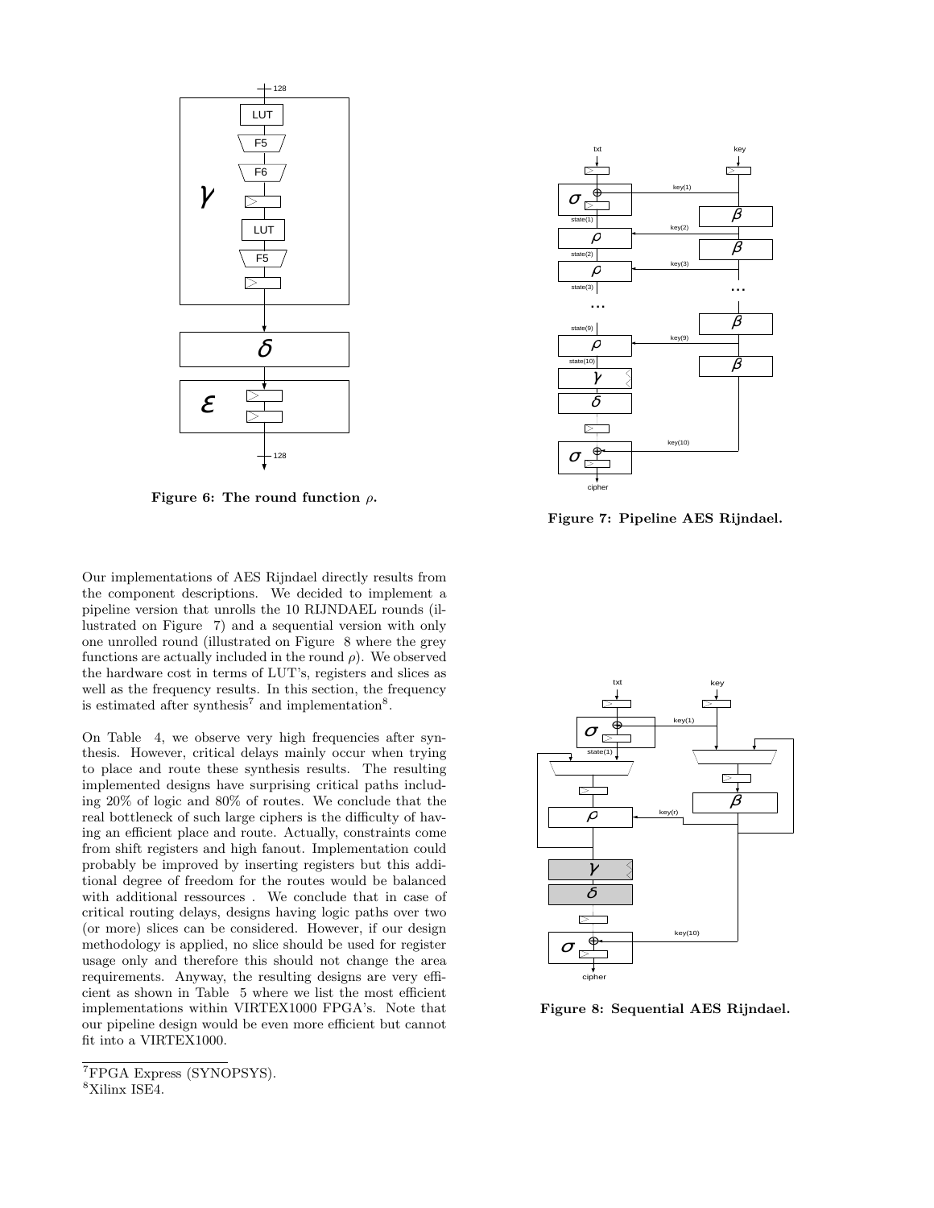Figure 6: The round function $\rho$.

Figure 7: Pipeline AES Rijndael.

Our implementations of AES Rijndael directly results from the component descriptions. We decided to implement a pipeline version that unrolls the 10 RIJNDAEL rounds (illustrated on Figure 7) and a sequential version with only one unrolled round (illustrated on Figure 8 where the grey functions are actually included in the round $\rho$). We observed the hardware cost in terms of LUT's, registers and slices as well as the frequency results. In this section, the frequency is estimated after synthesis[7] and implementation[8].

On Table 4, we observe very high frequencies after synthesis. However, critical delays mainly occur when trying to place and route these synthesis results. The resulting implemented designs have surprising critical paths including 20% of logic and 80% of routes. We conclude that the real bottleneck of such large ciphers is the difficulty of having an efficient place and route. Actually, constraints come from shift registers and high fanout. Implementation could probably be improved by inserting registers but this additional degree of freedom for the routes would be balanced with additional ressources . We conclude that in case of critical routing delays, designs having logic paths over two (or more) slices can be considered. However, if our design methodology is applied, no slice should be used for register usage only and therefore this should not change the area requirements. Anyway, the resulting designs are very efficient as shown in Table 5 where we list the most efficient implementations within VIRTEX1000 FPGA's. Note that our pipeline design would be even more efficient but cannot fit into a VIRTEX1000.

[7]FPGA Express (SYNOPSYS).

[8]Xilinx ISE4.

Figure 8: Sequential AES Rijndael.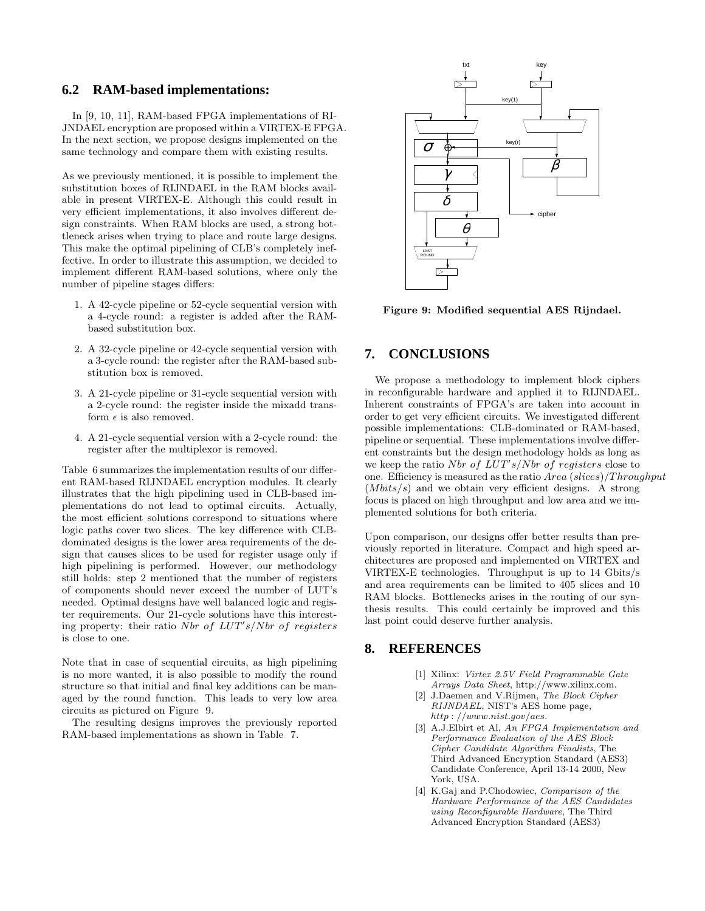## 6.2 RAM-based implementations:

In [9, 10, 11], RAM-based FPGA implementations of RIJNDAEL encryption are proposed within a VIRTEX-E FPGA. In the next section, we propose designs implemented on the same technology and compare them with existing results.

As we previously mentioned, it is possible to implement the substitution boxes of RIJNDAEL in the RAM blocks available in present VIRTEX-E. Although this could result in very efficient implementations, it also involves different design constraints. When RAM blocks are used, a strong bottleneck arises when trying to place and route large designs. This make the optimal pipelining of CLB's completely ineffective. In order to illustrate this assumption, we decided to implement different RAM-based solutions, where only the number of pipeline stages differs:

1. A 42-cycle pipeline or 52-cycle sequential version with a 4-cycle round: a register is added after the RAM-based substitution box.
2. A 32-cycle pipeline or 42-cycle sequential version with a 3-cycle round: the register after the RAM-based substitution box is removed.
3. A 21-cycle pipeline or 31-cycle sequential version with a 2-cycle round: the register inside the mixadd transform $\epsilon$ is also removed.
4. A 21-cycle sequential version with a 2-cycle round: the register after the multiplexor is removed.

Table 6 summarizes the implementation results of our different RAM-based RIJNDAEL encryption modules. It clearly illustrates that the high pipelining used in CLB-based implementations do not lead to optimal circuits. Actually, the most efficient solutions correspond to situations where logic paths cover two slices. The key difference with CLB-dominated designs is the lower area requirements of the design that causes slices to be used for register usage only if high pipelining is performed. However, our methodology still holds: step 2 mentioned that the number of registers of components should never exceed the number of LUT's needed. Optimal designs have well balanced logic and register requirements. Our 21-cycle solutions have this interesting property: their ratio $Nbr\ of\ LUT's/Nbr\ of\ registers$ is close to one.

Note that in case of sequential circuits, as high pipelining is no more wanted, it is also possible to modify the round structure so that initial and final key additions can be managed by the round function. This leads to very low area circuits as pictured on Figure 9.

The resulting designs improves the previously reported RAM-based implementations as shown in Table 7.

**Figure 9: Modified sequential AES Rijndael.**

# 7. CONCLUSIONS

We propose a methodology to implement block ciphers in reconfigurable hardware and applied it to RIJNDAEL. Inherent constraints of FPGA's are taken into account in order to get very efficient circuits. We investigated different possible implementations: CLB-dominated or RAM-based, pipeline or sequential. These implementations involve different constraints but the design methodology holds as long as we keep the ratio $Nbr\ of\ LUT's/Nbr\ of\ registers$ close to one. Efficiency is measured as the ratio $Area\ (slices)/Throughput\ (Mbits/s)$ and we obtain very efficient designs. A strong focus is placed on high throughput and low area and we implemented solutions for both criteria.

Upon comparison, our designs offer better results than previously reported in literature. Compact and high speed architectures are proposed and implemented on VIRTEX and VIRTEX-E technologies. Throughput is up to 14 Gbits/s and area requirements can be limited to 405 slices and 10 RAM blocks. Bottlenecks arises in the routing of our synthesis results. This could certainly be improved and this last point could deserve further analysis.

# 8. REFERENCES

[1] Xilinx: *Virtex 2.5V Field Programmable Gate Arrays Data Sheet*, http://www.xilinx.com.

[2] J.Daemen and V.Rijmen, *The Block Cipher RIJNDAEL*, NIST's AES home page, *http://www.nist.gov/aes.*

[3] A.J.Elbirt et Al, *An FPGA Implementation and Performance Evaluation of the AES Block Cipher Candidate Algorithm Finalists*, The Third Advanced Encryption Standard (AES3) Candidate Conference, April 13-14 2000, New York, USA.

[4] K.Gaj and P.Chodowiec, *Comparison of the Hardware Performance of the AES Candidates using Reconfigurable Hardware*, The Third Advanced Encryption Standard (AES3)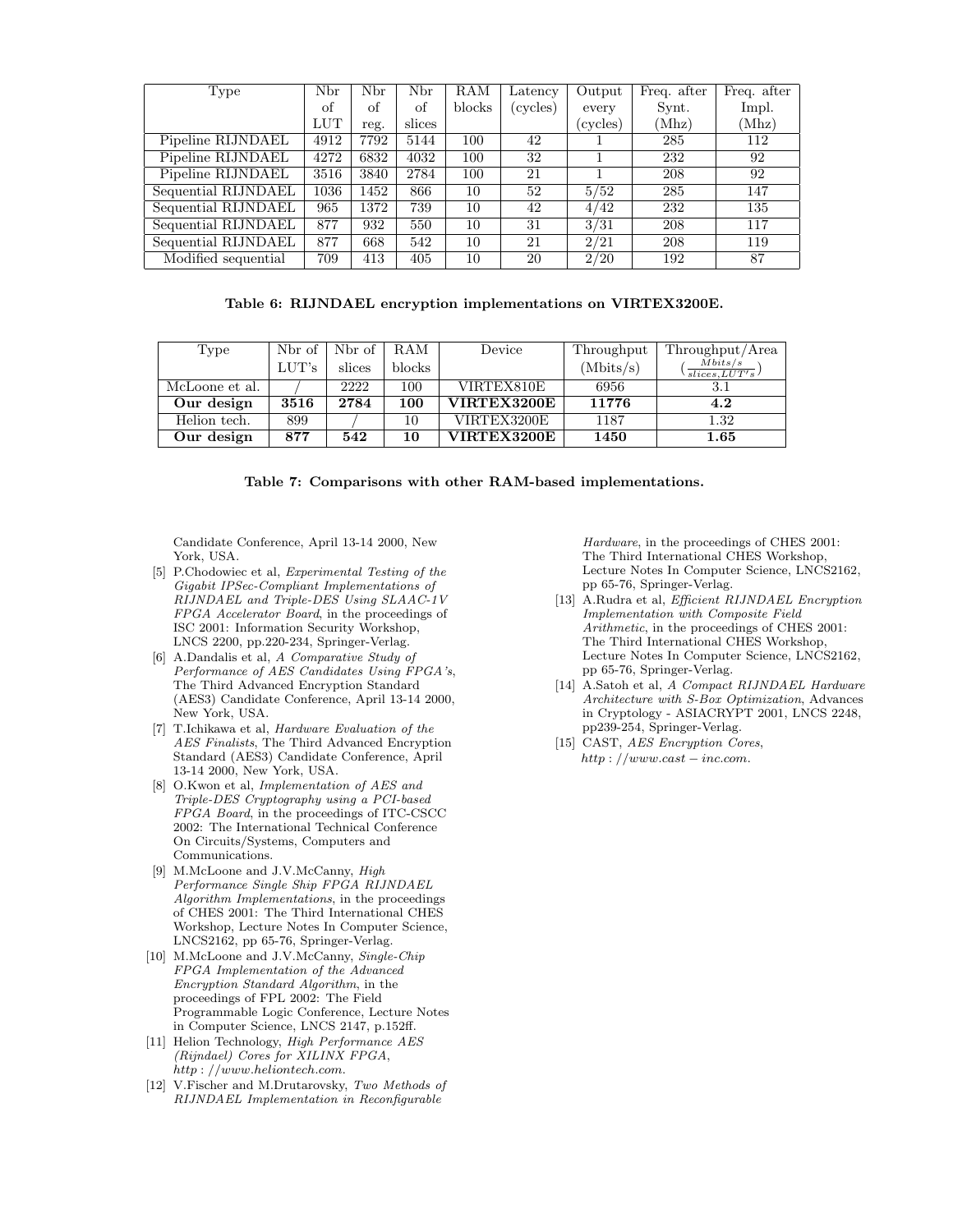| Type | Nbr of LUT | Nbr of reg. | Nbr of slices | RAM blocks | Latency (cycles) | Output every (cycles) | Freq. after Synt. (Mhz) | Freq. after Impl. (Mhz) |
|---|---|---|---|---|---|---|---|---|
| Pipeline RIJNDAEL | 4912 | 7792 | 5144 | 100 | 42 | 1 | 285 | 112 |
| Pipeline RIJNDAEL | 4272 | 6832 | 4032 | 100 | 32 | 1 | 232 | 92 |
| Pipeline RIJNDAEL | 3516 | 3840 | 2784 | 100 | 21 | 1 | 208 | 92 |
| Sequential RIJNDAEL | 1036 | 1452 | 866 | 10 | 52 | 5/52 | 285 | 147 |
| Sequential RIJNDAEL | 965 | 1372 | 739 | 10 | 42 | 4/42 | 232 | 135 |
| Sequential RIJNDAEL | 877 | 932 | 550 | 10 | 31 | 3/31 | 208 | 117 |
| Sequential RIJNDAEL | 877 | 668 | 542 | 10 | 21 | 2/21 | 208 | 119 |
| Modified sequential | 709 | 413 | 405 | 10 | 20 | 2/20 | 192 | 87 |

**Table 6: RIJNDAEL encryption implementations on VIRTEX3200E.**

| Type | Nbr of LUT's | Nbr of slices | RAM blocks | Device | Throughput (Mbits/s) | Throughput/Area ($\frac{Mbits/s}{slices,LUT's}$) |
|---|---|---|---|---|---|---|
| McLoone et al. | / | 2222 | 100 | VIRTEX810E | 6956 | 3.1 |
| **Our design** | **3516** | **2784** | **100** | **VIRTEX3200E** | **11776** | **4.2** |
| Helion tech. | 899 | / | 10 | VIRTEX3200E | 1187 | 1.32 |
| **Our design** | **877** | **542** | **10** | **VIRTEX3200E** | **1450** | **1.65** |

**Table 7: Comparisons with other RAM-based implementations.**

Candidate Conference, April 13-14 2000, New York, USA.

[5] P.Chodowiec et al, *Experimental Testing of the Gigabit IPSec-Compliant Implementations of RIJNDAEL and Triple-DES Using SLAAC-1V FPGA Accelerator Board*, in the proceedings of ISC 2001: Information Security Workshop, LNCS 2200, pp.220-234, Springer-Verlag.

[6] A.Dandalis et al, *A Comparative Study of Performance of AES Candidates Using FPGA's*, The Third Advanced Encryption Standard (AES3) Candidate Conference, April 13-14 2000, New York, USA.

[7] T.Ichikawa et al, *Hardware Evaluation of the AES Finalists*, The Third Advanced Encryption Standard (AES3) Candidate Conference, April 13-14 2000, New York, USA.

[8] O.Kwon et al, *Implementation of AES and Triple-DES Cryptography using a PCI-based FPGA Board*, in the proceedings of ITC-CSCC 2002: The International Technical Conference On Circuits/Systems, Computers and Communications.

[9] M.McLoone and J.V.McCanny, *High Performance Single Ship FPGA RIJNDAEL Algorithm Implementations*, in the proceedings of CHES 2001: The Third International CHES Workshop, Lecture Notes In Computer Science, LNCS2162, pp 65-76, Springer-Verlag.

[10] M.McLoone and J.V.McCanny, *Single-Chip FPGA Implementation of the Advanced Encryption Standard Algorithm*, in the proceedings of FPL 2002: The Field Programmable Logic Conference, Lecture Notes in Computer Science, LNCS 2147, p.152ff.

[11] Helion Technology, *High Performance AES (Rijndael) Cores for XILINX FPGA*, *http://www.heliontech.com.*

[12] V.Fischer and M.Drutarovsky, *Two Methods of RIJNDAEL Implementation in Reconfigurable Hardware*, in the proceedings of CHES 2001: The Third International CHES Workshop, Lecture Notes In Computer Science, LNCS2162, pp 65-76, Springer-Verlag.

[13] A.Rudra et al, *Efficient RIJNDAEL Encryption Implementation with Composite Field Arithmetic*, in the proceedings of CHES 2001: The Third International CHES Workshop, Lecture Notes In Computer Science, LNCS2162, pp 65-76, Springer-Verlag.

[14] A.Satoh et al, *A Compact RIJNDAEL Hardware Architecture with S-Box Optimization*, Advances in Cryptology - ASIACRYPT 2001, LNCS 2248, pp239-254, Springer-Verlag.

[15] CAST, *AES Encryption Cores*, *http://www.cast-inc.com.*